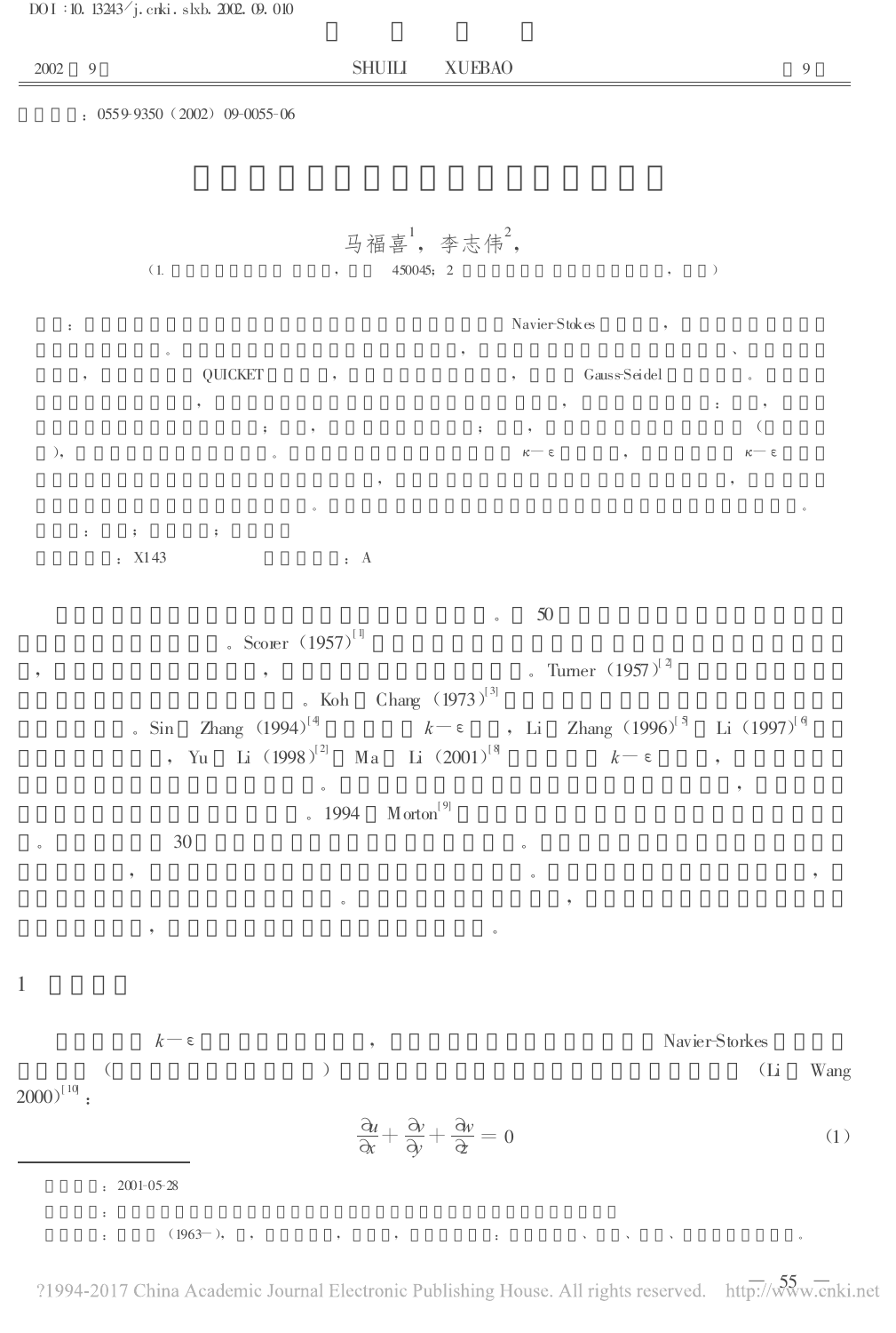DOI:10.13243/j.cnki.slxb.2002.09.010

：0559-9350（2002）09-0055-06

马福喜[1]，李志伟[2]，

（1. ，  450045；2 ， ）

： Navier-Stokes ， 。 ， 、 ， QUICKET ， ， Gauss-Seidel 。 ， ， ：， ；， ；， （ ）， 。 κ－ε ， κ－ε ， ， 。 。

：；；

：X143 ：A

。 50 。Scorer（1957）[1] ， ， 。Turner（1957）[2] 。Koh Chang（1973）[3] 。Sin Zhang（1994）[4] $k-\varepsilon$ ，Li Zhang（1996）[5] Li（1997）[6] ，Yu Li（1998）[2] Ma Li（2001）[8] $k-\varepsilon$ ， 。 ， 。1994 Morton[9] 。 30 。 ， 。 ， 。 ， ， 。

## 1

$k-\varepsilon$ ， Navier-Storkes （ ） （Li Wang 2000）[10]：

$$\frac{\partial u}{\partial x}+\frac{\partial v}{\partial y}+\frac{\partial w}{\partial z}=0 \tag{1}$$

：2001-05-28

：

：（1963－），，，，：、、、。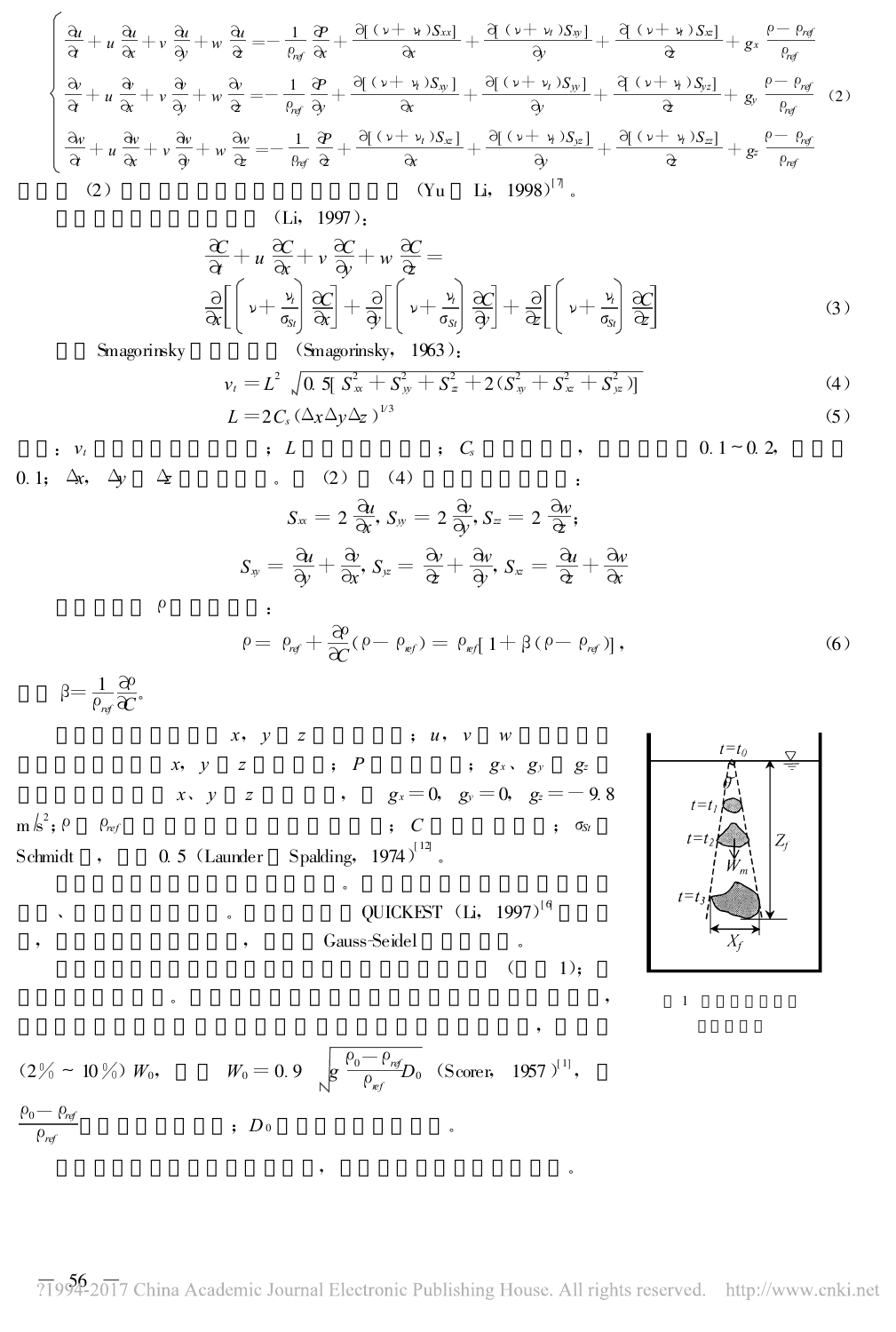$$
\begin{cases}
\dfrac{\partial u}{\partial t}+u\dfrac{\partial u}{\partial x}+v\dfrac{\partial u}{\partial y}+w\dfrac{\partial u}{\partial z}=-\dfrac{1}{\rho_{ref}}\dfrac{\partial P}{\partial x}+\dfrac{\partial[(\nu+\nu_t)S_{xx}]}{\partial x}+\dfrac{\partial[(\nu+\nu_t)S_{xy}]}{\partial y}+\dfrac{\partial[(\nu+\nu_t)S_{xz}]}{\partial z}+g_x\dfrac{\rho-\rho_{ref}}{\rho_{ref}} \\
\dfrac{\partial v}{\partial t}+u\dfrac{\partial v}{\partial x}+v\dfrac{\partial v}{\partial y}+w\dfrac{\partial v}{\partial z}=-\dfrac{1}{\rho_{ref}}\dfrac{\partial P}{\partial y}+\dfrac{\partial[(\nu+\nu_t)S_{xy}]}{\partial x}+\dfrac{\partial[(\nu+\nu_t)S_{yy}]}{\partial y}+\dfrac{\partial[(\nu+\nu_t)S_{yz}]}{\partial z}+g_y\dfrac{\rho-\rho_{ref}}{\rho_{ref}} \\
\dfrac{\partial w}{\partial t}+u\dfrac{\partial w}{\partial x}+v\dfrac{\partial w}{\partial y}+w\dfrac{\partial w}{\partial z}=-\dfrac{1}{\rho_{ref}}\dfrac{\partial P}{\partial z}+\dfrac{\partial[(\nu+\nu_t)S_{xz}]}{\partial x}+\dfrac{\partial[(\nu+\nu_t)S_{yz}]}{\partial y}+\dfrac{\partial[(\nu+\nu_t)S_{zz}]}{\partial z}+g_z\dfrac{\rho-\rho_{ref}}{\rho_{ref}}
\end{cases}
\quad (2)
$$

(2) (Yu Li, 1998)[7]。

(Li, 1997)：

$$
\frac{\partial C}{\partial t}+u\frac{\partial C}{\partial x}+v\frac{\partial C}{\partial y}+w\frac{\partial C}{\partial z}=
\frac{\partial}{\partial x}\left[\left(\nu+\frac{\nu_t}{\sigma_{St}}\right)\frac{\partial C}{\partial x}\right]+\frac{\partial}{\partial y}\left[\left(\nu+\frac{\nu_t}{\sigma_{St}}\right)\frac{\partial C}{\partial y}\right]+\frac{\partial}{\partial z}\left[\left(\nu+\frac{\nu_t}{\sigma_{St}}\right)\frac{\partial C}{\partial z}\right] \quad (3)
$$

Smagorinsky (Smagorinsky, 1963)：

$$
\nu_t=L^2\sqrt{0.5[S_{xx}^2+S_{yy}^2+S_{zz}^2+2(S_{xy}^2+S_{xz}^2+S_{yz}^2)]} \quad (4)
$$

$$
L=2C_s(\Delta x\Delta y\Delta z)^{1/3} \quad (5)
$$

：$\nu_t$ ；$L$ ；$C_s$ ， 0.1~0.2， 0.1；$\Delta x$, $\Delta y$ $\Delta z$ 。 (2) (4) ：

$$
S_{xx}=2\frac{\partial u}{\partial x},\ S_{yy}=2\frac{\partial v}{\partial y},\ S_{zz}=2\frac{\partial w}{\partial z};
$$

$$
S_{xy}=\frac{\partial u}{\partial y}+\frac{\partial v}{\partial x},\ S_{yz}=\frac{\partial v}{\partial z}+\frac{\partial w}{\partial y},\ S_{xz}=\frac{\partial u}{\partial z}+\frac{\partial w}{\partial x}
$$

$\rho$ ：

$$
\rho=\rho_{ref}+\frac{\partial\rho}{\partial C}(\rho-\rho_{ref})=\rho_{ref}[1+\beta(\rho-\rho_{ref})], \quad (6)
$$

$\beta=\dfrac{1}{\rho_{ref}}\dfrac{\partial\rho}{\partial C}$。

$x$, $y$ $z$ ；$u$, $v$ $w$ $x$, $y$ $z$ ；$P$ ；$g_x$、$g_y$ $g_z$ $x$、$y$、$z$ ， $g_x=0$, $g_y=0$, $g_z=-9.8$ m/s$^2$；$\rho$ $\rho_{ref}$ ；$C$ ；$\sigma_{St}$ Schmidt ， 0.5 (Launder Spalding, 1974)[12]。

。 、 。 QUICKEST (Li, 1997)[6] ， ， Gauss-Seidel 。

( 1)； 。 ， ， (2%~10%) $W_0$， $W_0=0.9\sqrt{g\dfrac{\rho_0-\rho_{ref}}{\rho_{ref}}D_0}$ (Scorer, 1957)[1]， $\dfrac{\rho_0-\rho_{ref}}{\rho_{ref}}$ ；$D_0$ 。

， 。

1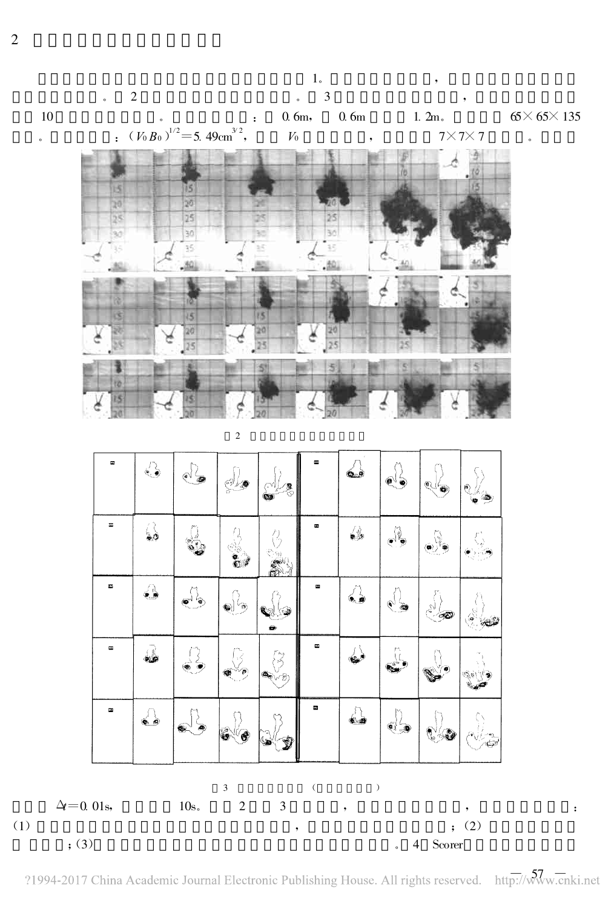## 2

1。 ， 。 2 。 3 ， 10 。 ： 0.6m， 0.6m 1.2m。 65×65×135 。 ： $(V_0B_0)^{1/2}=5.49\text{cm}^{3/2}$， $V_0$ ， 7×7×7 。

2

3 （ ）

$\Delta t=0.01\text{s}$， 10s。 2 3 ， ， ：(1) ， ；(2) ；(3) 。[4] Scorer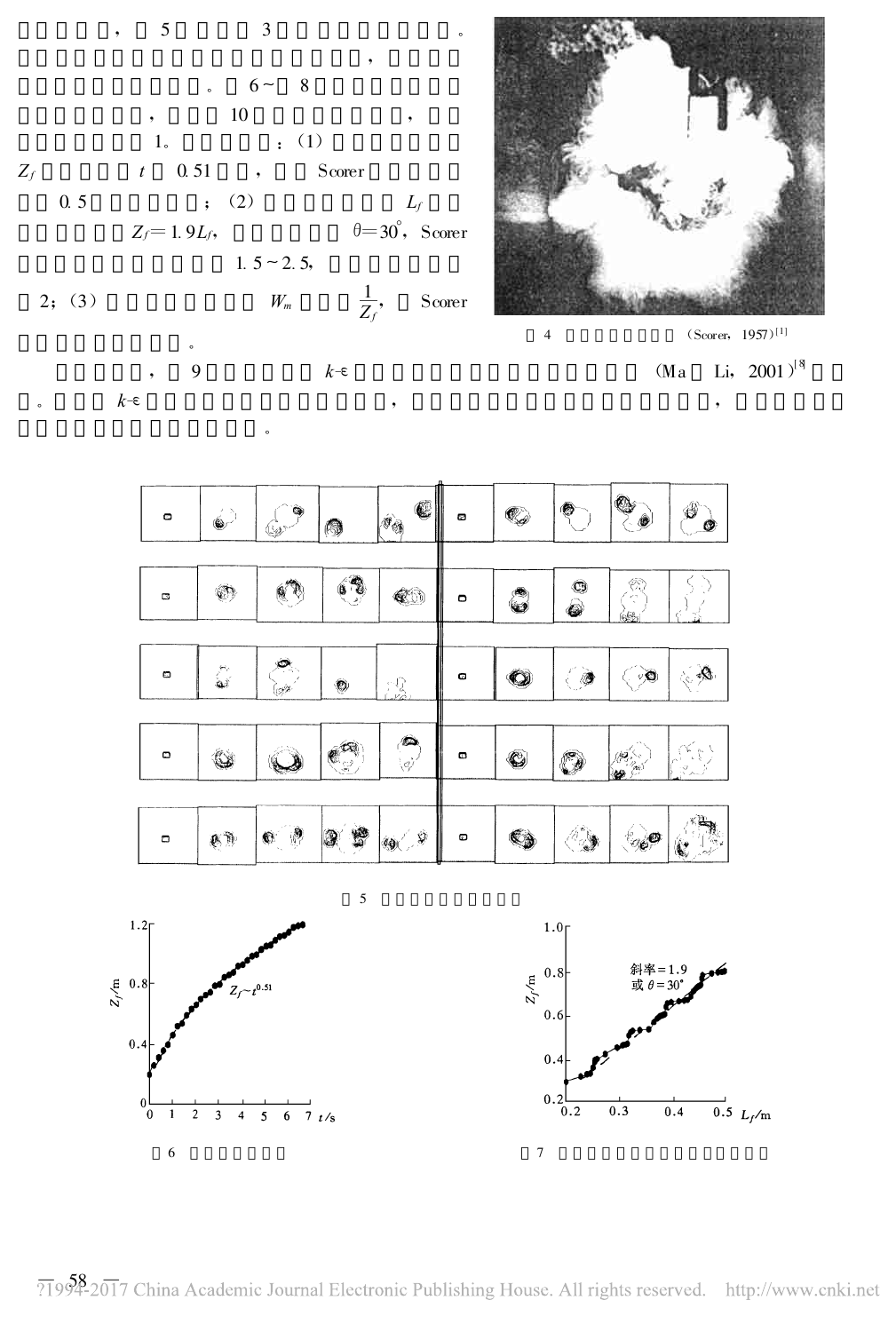，　5　　　3　　　　　　　　。，　　　　　　　　　　　　。　6～　8　　　　　　　　　　　　　　，　　　10　　　　　　　　，　　　　　　　　　　1。　　　　　：（1）　　　　　　$Z_f$　　　　　　$t$　$0.51$　　，　　Scorer　　　　　　$0.5$　　　　　　；（2）　　　　　　　$L_f$　　　　　　　$Z_f = 1.9L_f$，　　　　　　$\theta = 30^{\circ}$，Scorer　　　　　　　　　　$1.5 \sim 2.5$，　　　　　　　2；（3）　　　　　　　$W_m$　　　$\frac{1}{Z_f}$，　Scorer　　　　　　　　　　。

图 4　　　　　　　　(Scorer, 1957)[1]

　　　　，　9　　　　　　$k$-$\varepsilon$　　　　　　　　　　　　　　　　（Ma　Li, 2001）[8]　　。　　　$k$-$\varepsilon$　　　　　　　　　　　，　　　　　　　　　　　　　　　　，　　　　　　　　　　　　　　　　　　　　　。

图 5　　　　　　　　　

图 6　　　　　　　

图 7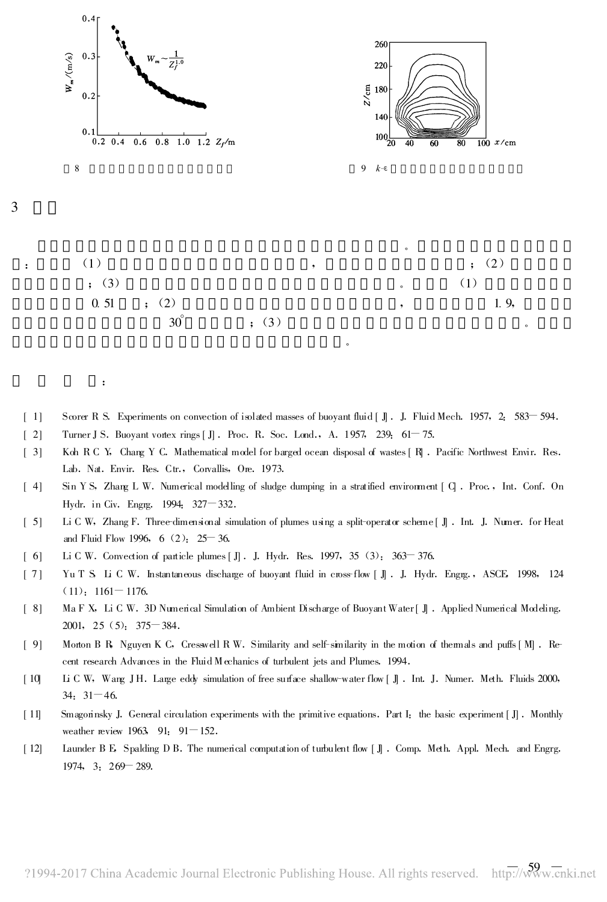8

9 $k$-$\varepsilon$

## 3

。

:(1),;(2);(3)。(1)0.51;(2),1.9,30°;(3)。

。

:

[1] Scorer R S. Experiments on convection of isolated masses of buoyant fluid [J]. J. Fluid Mech. 1957, 2: 583—594.

[2] Turner J S. Buoyant vortex rings [J]. Proc. R. Soc. Lond., A. 1957, 239: 61—75.

[3] Koh R C Y, Chang Y C. Mathematical model for barged ocean disposal of wastes [R]. Pacific Northwest Envir. Res. Lab. Nat. Envir. Res. Ctr., Corvallis, Ore. 1973.

[4] Sin Y S, Zhang L W. Numerical modelling of sludge dumping in a stratified environment [C]. Proc., Int. Conf. On Hydr. in Civ. Engrg. 1994: 327—332.

[5] Li C W, Zhang F. Three-dimensional simulation of plumes using a split-operator scheme [J]. Int. J. Numer. for Heat and Fluid Flow 1996, 6 (2): 25—36.

[6] Li C W. Convection of particle plumes [J]. J. Hydr. Res. 1997, 35 (3): 363—376.

[7] Yu T S, Li C W. Instantaneous discharge of buoyant fluid in cross-flow [J]. J. Hydr. Engrg., ASCE, 1998, 124 (11): 1161—1176.

[8] Ma F X, Li C W. 3D Numerical Simulation of Ambient Discharge of Buoyant Water [J]. Applied Numerical Modeling. 2001, 25 (5): 375—384.

[9] Morton B R, Nguyen K C, Cresswell R W. Similarity and self-similarity in the motion of thermals and puffs [M]. Recent research Advances in the Fluid Mechanics of turbulent jets and Plumes. 1994.

[10] Li C W, Wang J H. Large eddy simulation of free surface shallow-water flow [J]. Int. J. Numer. Meth. Fluids 2000, 34: 31—46.

[11] Smagorinsky J. General circulation experiments with the primitive equations. Part I: the basic experiment [J]. Monthly weather review 1963, 91: 91—152.

[12] Launder B E, Spalding D B. The numerical computation of turbulent flow [J]. Comp. Meth. Appl. Mech. and Engrg. 1974, 3: 269—289.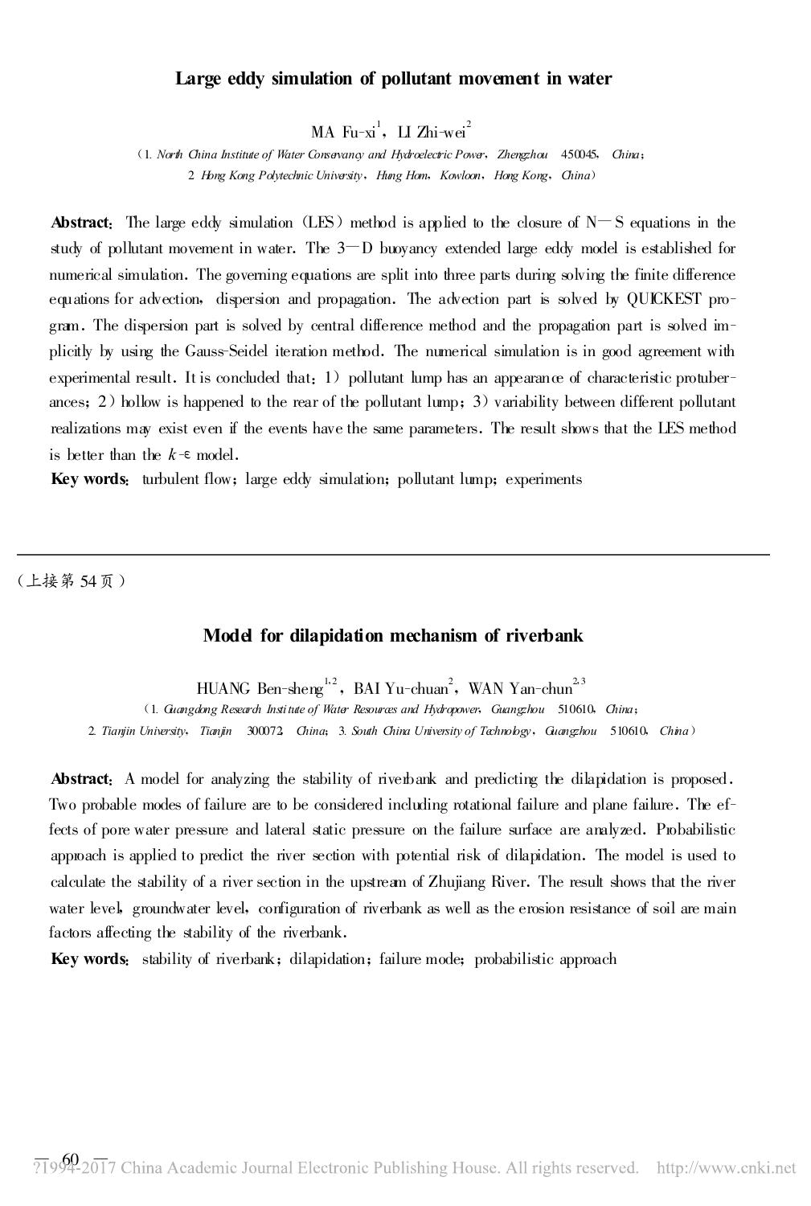## Large eddy simulation of pollutant movement in water

MA Fu-xi[1], LI Zhi-wei[2]

(1. North China Institute of Water Conservancy and Hydroelectric Power, Zhengzhou 450045, China; 2. Hong Kong Polytechnic University, Hung Hom, Kowloon, Hong Kong, China)

**Abstract**: The large eddy simulation (LES) method is applied to the closure of N—S equations in the study of pollutant movement in water. The 3—D buoyancy extended large eddy model is established for numerical simulation. The governing equations are split into three parts during solving the finite difference equations for advection, dispersion and propagation. The advection part is solved by QUICKEST program. The dispersion part is solved by central difference method and the propagation part is solved implicitly by using the Gauss-Seidel iteration method. The numerical simulation is in good agreement with experimental result. It is concluded that: 1) pollutant lump has an appearance of characteristic protuberances; 2) hollow is happened to the rear of the pollutant lump; 3) variability between different pollutant realizations may exist even if the events have the same parameters. The result shows that the LES method is better than the $k$-$\varepsilon$ model.

**Key words**: turbulent flow; large eddy simulation; pollutant lump; experiments

---

(上接第 54 页)

## Model for dilapidation mechanism of riverbank

HUANG Ben-sheng[1,2], BAI Yu-chuan[2], WAN Yan-chun[2,3]

(1. Guangdong Research Institute of Water Resources and Hydropower, Guangzhou 510610, China; 2. Tianjin University, Tianjin 300072, China; 3. South China University of Technology, Guangzhou 510610, China)

**Abstract**: A model for analyzing the stability of riverbank and predicting the dilapidation is proposed. Two probable modes of failure are to be considered including rotational failure and plane failure. The effects of pore water pressure and lateral static pressure on the failure surface are analyzed. Probabilistic approach is applied to predict the river section with potential risk of dilapidation. The model is used to calculate the stability of a river section in the upstream of Zhujiang River. The result shows that the river water level, groundwater level, configuration of riverbank as well as the erosion resistance of soil are main factors affecting the stability of the riverbank.

**Key words**: stability of riverbank; dilapidation; failure mode; probabilistic approach